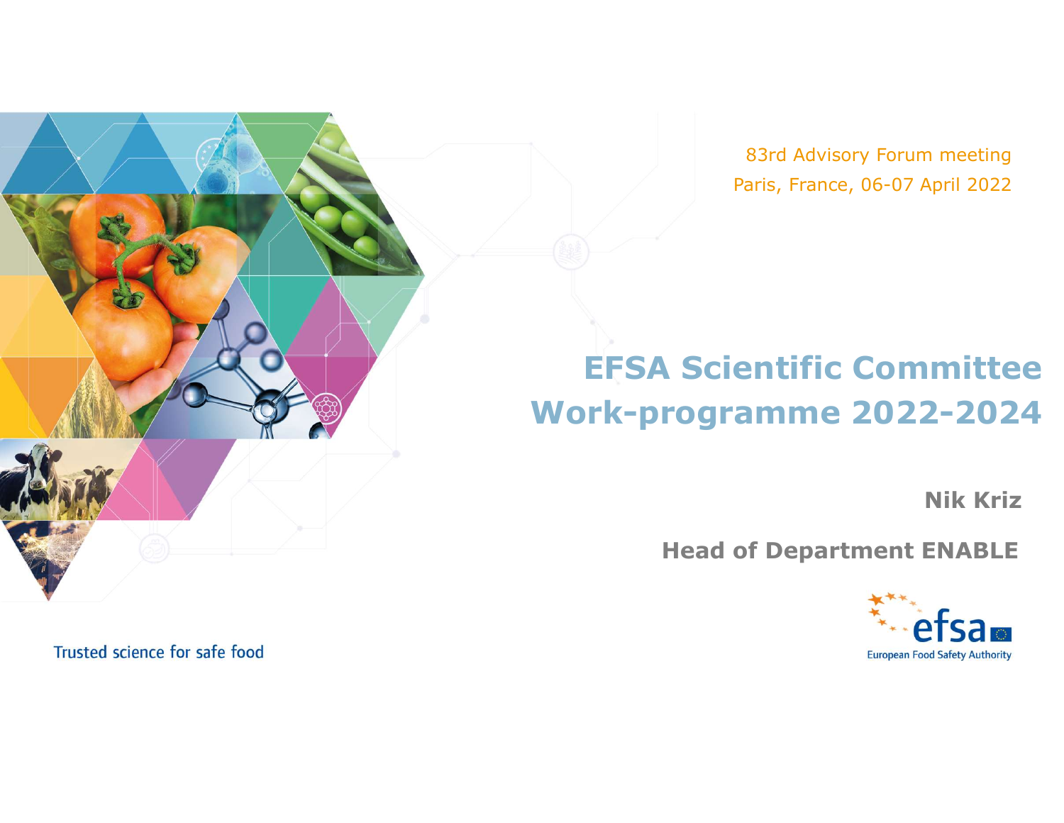83rd Advisory Forum meeting
Paris, France, 06-07 April 2022

# EFSA Scientific Committee Work-programme 2022-2024

**Nik Kriz**

**Head of Department ENABLE**

efsa
European Food Safety Authority

Trusted science for safe food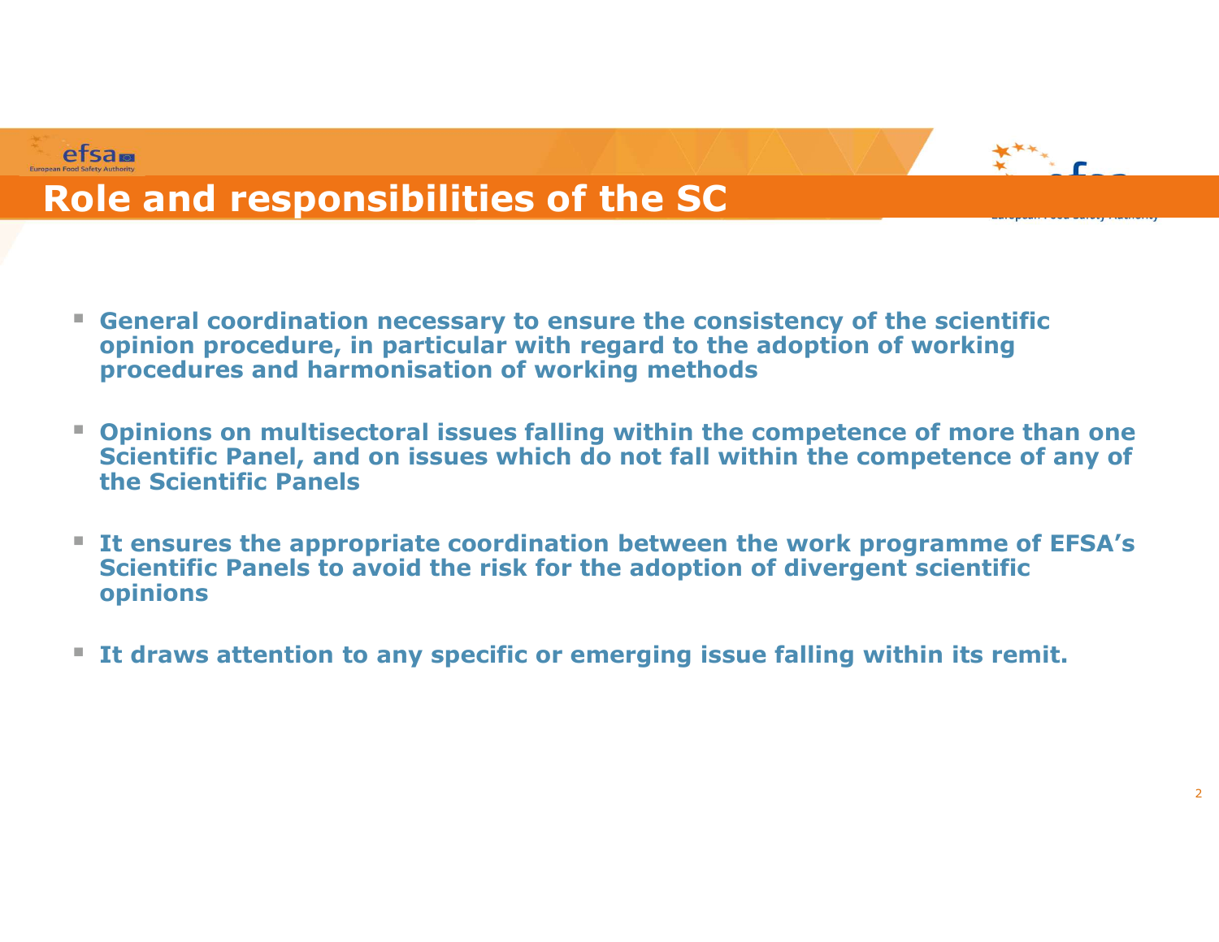# Role and responsibilities of the SC

- **General coordination necessary to ensure the consistency of the scientific opinion procedure, in particular with regard to the adoption of working procedures and harmonisation of working methods**

- **Opinions on multisectoral issues falling within the competence of more than one Scientific Panel, and on issues which do not fall within the competence of any of the Scientific Panels**

- **It ensures the appropriate coordination between the work programme of EFSA's Scientific Panels to avoid the risk for the adoption of divergent scientific opinions**

- **It draws attention to any specific or emerging issue falling within its remit.**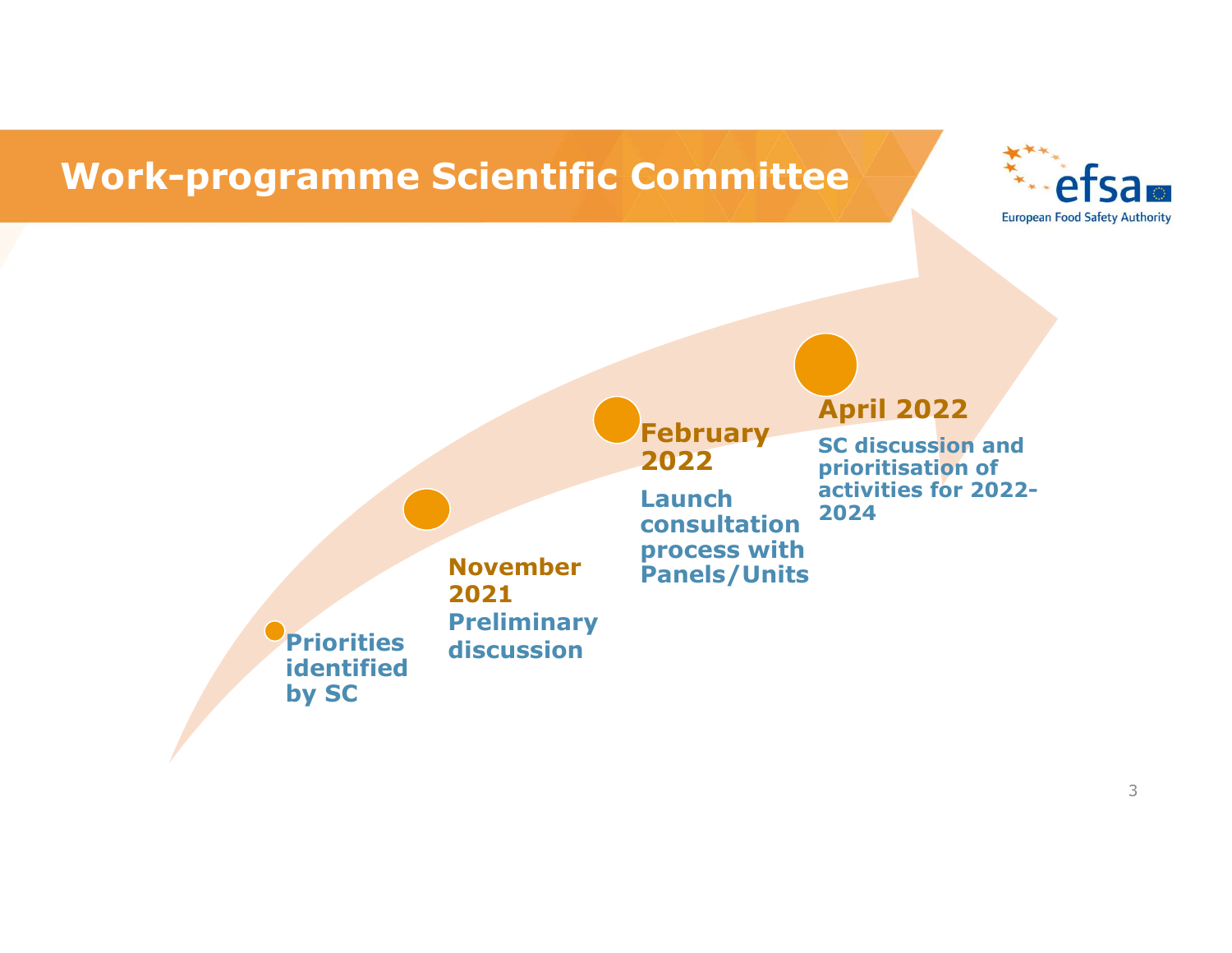# Work-programme Scientific Committee

- **Priorities identified by SC**
- **November 2021** – Preliminary discussion
- **February 2022** – Launch consultation process with Panels/Units
- **April 2022** – SC discussion and prioritisation of activities for 2022-2024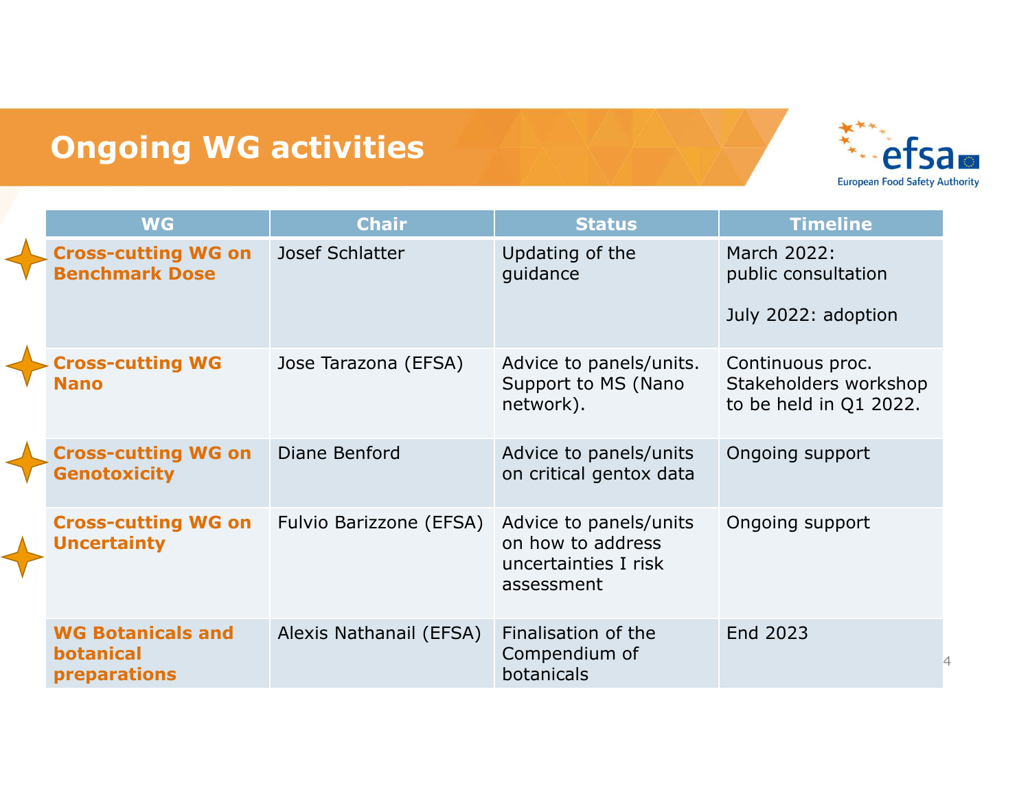# Ongoing WG activities

| WG | Chair | Status | Timeline |
|---|---|---|---|
| **Cross-cutting WG on Benchmark Dose** | Josef Schlatter | Updating of the guidance | March 2022: public consultation<br><br>July 2022: adoption |
| **Cross-cutting WG Nano** | Jose Tarazona (EFSA) | Advice to panels/units. Support to MS (Nano network). | Continuous proc. Stakeholders workshop to be held in Q1 2022. |
| **Cross-cutting WG on Genotoxicity** | Diane Benford | Advice to panels/units on critical gentox data | Ongoing support |
| **Cross-cutting WG on Uncertainty** | Fulvio Barizzone (EFSA) | Advice to panels/units on how to address uncertainties I risk assessment | Ongoing support |
| **WG Botanicals and botanical preparations** | Alexis Nathanail (EFSA) | Finalisation of the Compendium of botanicals | End 2023 |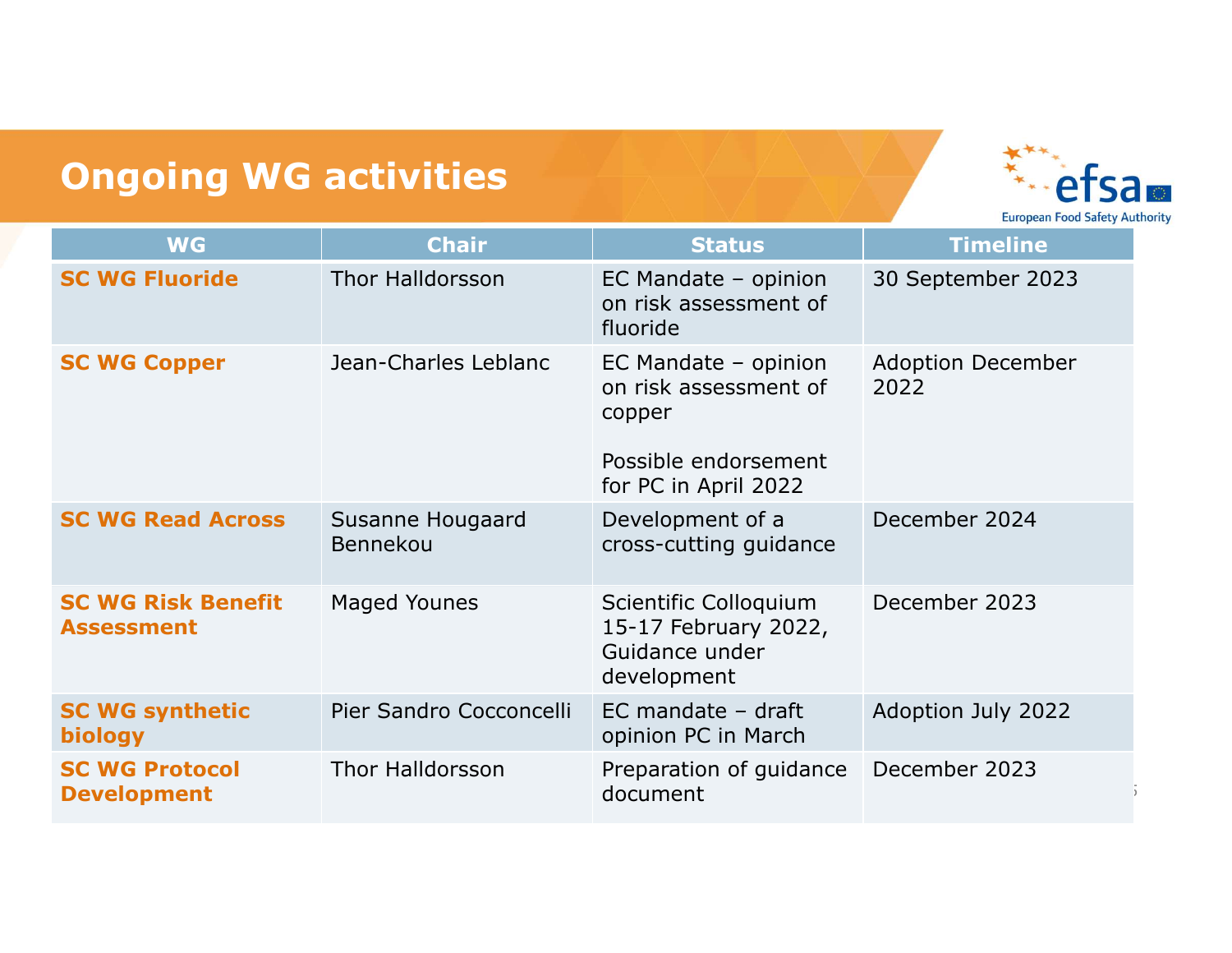# Ongoing WG activities

| WG | Chair | Status | Timeline |
|---|---|---|---|
| **SC WG Fluoride** | Thor Halldorsson | EC Mandate – opinion on risk assessment of fluoride | 30 September 2023 |
| **SC WG Copper** | Jean-Charles Leblanc | EC Mandate – opinion on risk assessment of copper<br><br>Possible endorsement for PC in April 2022 | Adoption December 2022 |
| **SC WG Read Across** | Susanne Hougaard Bennekou | Development of a cross-cutting guidance | December 2024 |
| **SC WG Risk Benefit Assessment** | Maged Younes | Scientific Colloquium 15-17 February 2022, Guidance under development | December 2023 |
| **SC WG synthetic biology** | Pier Sandro Cocconcelli | EC mandate – draft opinion PC in March | Adoption July 2022 |
| **SC WG Protocol Development** | Thor Halldorsson | Preparation of guidance document | December 2023 |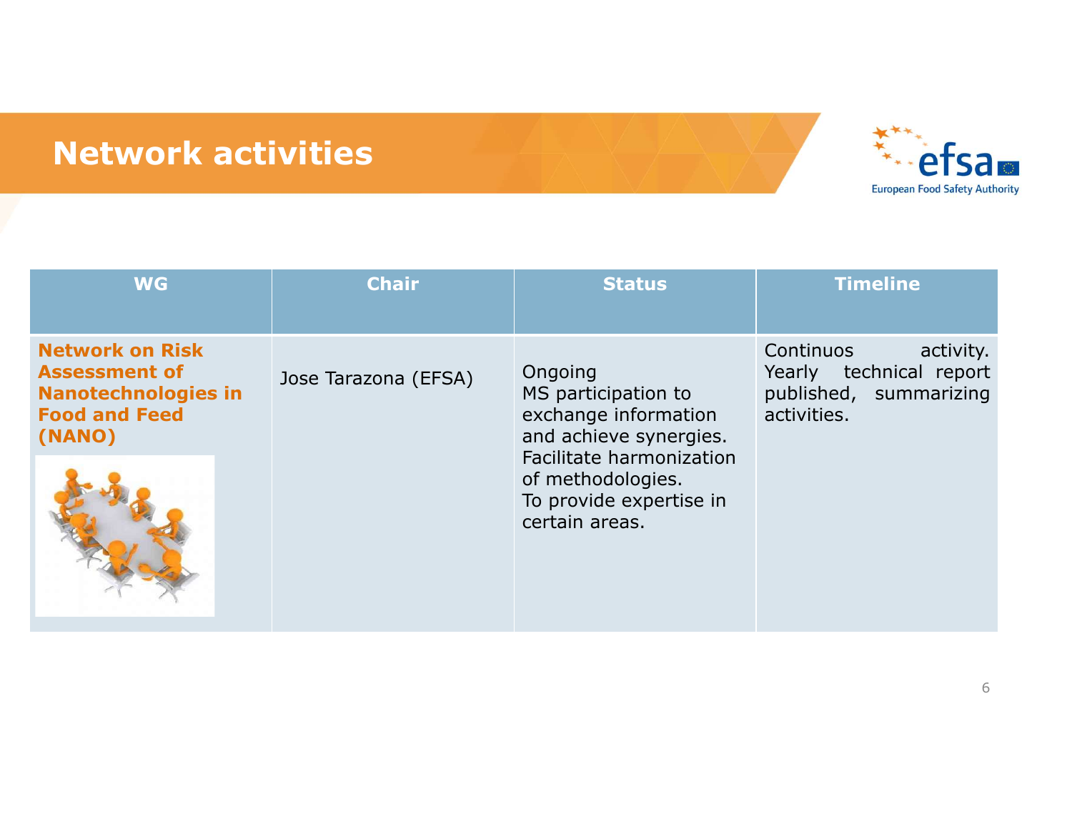# Network activities

| WG | Chair | Status | Timeline |
|---|---|---|---|
| **Network on Risk Assessment of Nanotechnologies in Food and Feed (NANO)** | Jose Tarazona (EFSA) | Ongoing<br>MS participation to exchange information and achieve synergies.<br>Facilitate harmonization of methodologies.<br>To provide expertise in certain areas. | Continuos activity. Yearly technical report published, summarizing activities. |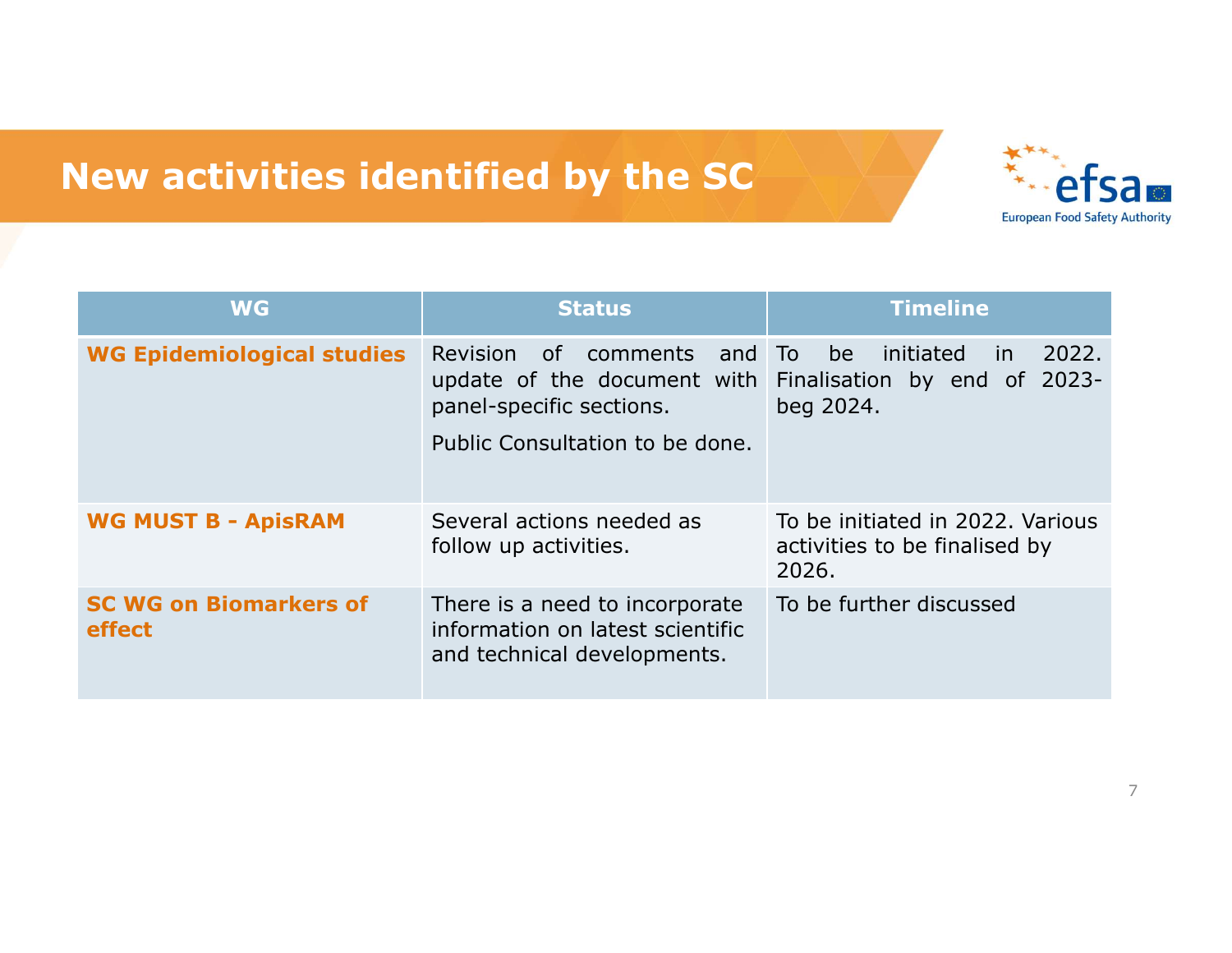# New activities identified by the SC

| WG | Status | Timeline |
|---|---|---|
| **WG Epidemiological studies** | Revision of comments and update of the document with panel-specific sections.<br><br>Public Consultation to be done. | To be initiated in 2022. Finalisation by end of 2023-beg 2024. |
| **WG MUST B - ApisRAM** | Several actions needed as follow up activities. | To be initiated in 2022. Various activities to be finalised by 2026. |
| **SC WG on Biomarkers of effect** | There is a need to incorporate information on latest scientific and technical developments. | To be further discussed |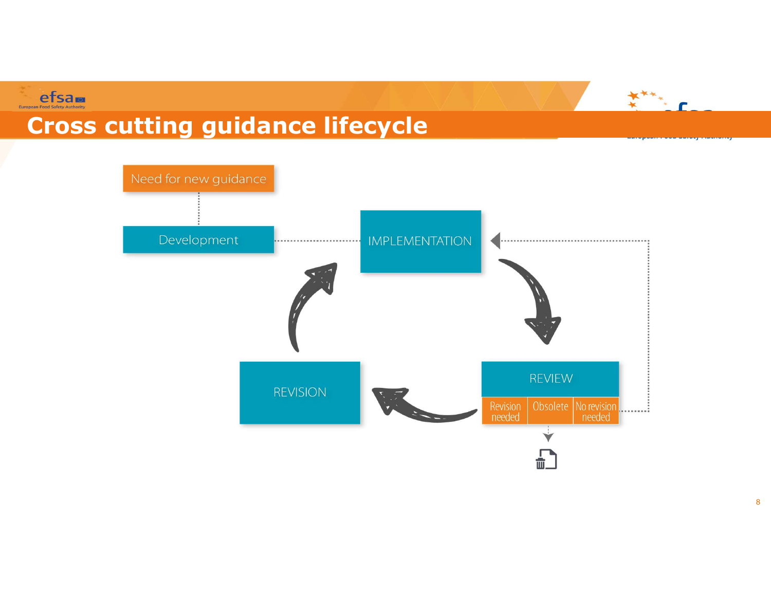# Cross cutting guidance lifecycle

Need for new guidance

Development

IMPLEMENTATION

REVIEW

Revision needed | Obsolete | No revision needed

REVISION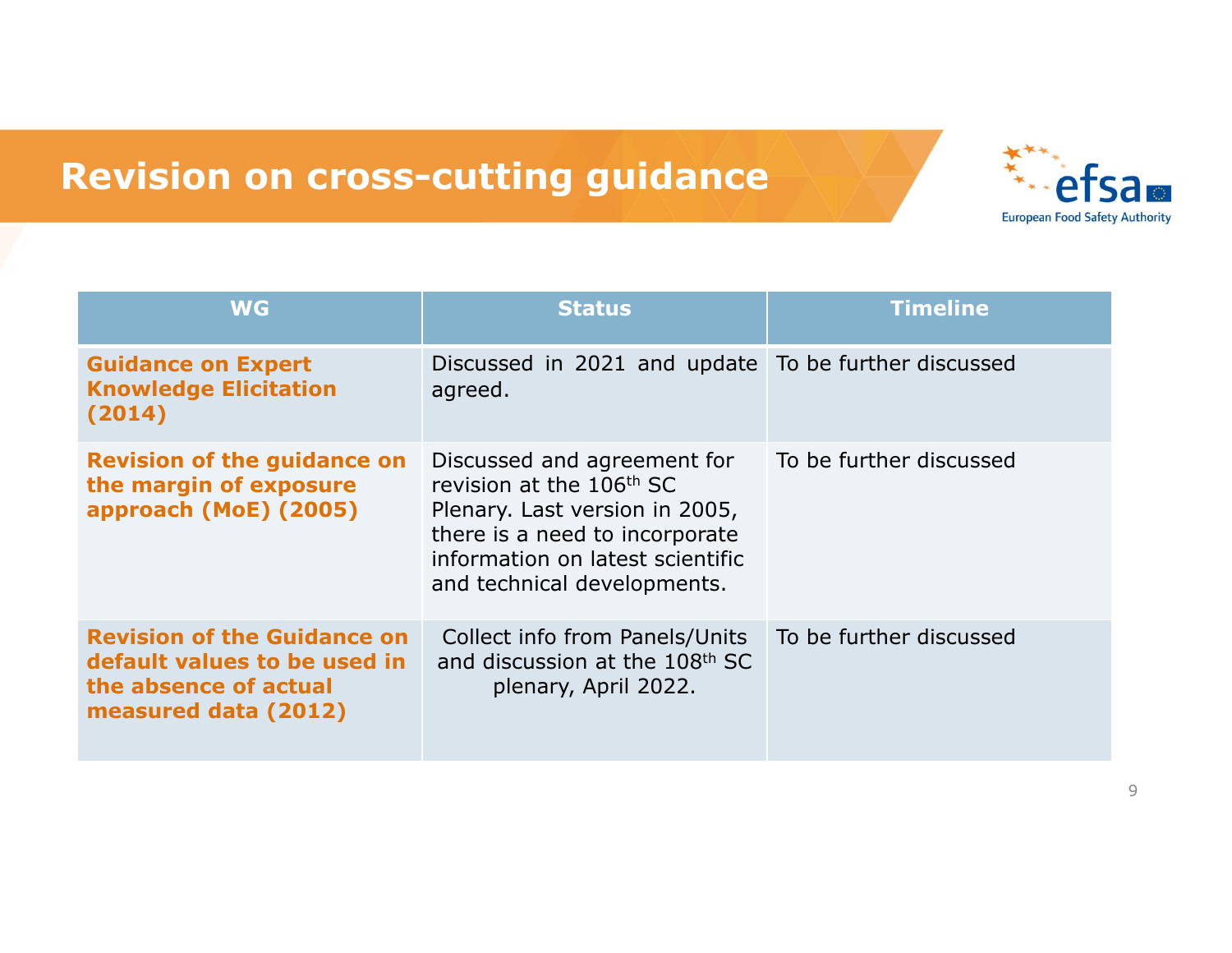# Revision on cross-cutting guidance

| WG | Status | Timeline |
|---|---|---|
| **Guidance on Expert Knowledge Elicitation (2014)** | Discussed in 2021 and update agreed. | To be further discussed |
| **Revision of the guidance on the margin of exposure approach (MoE) (2005)** | Discussed and agreement for revision at the 106th SC Plenary. Last version in 2005, there is a need to incorporate information on latest scientific and technical developments. | To be further discussed |
| **Revision of the Guidance on default values to be used in the absence of actual measured data (2012)** | Collect info from Panels/Units and discussion at the 108th SC plenary, April 2022. | To be further discussed |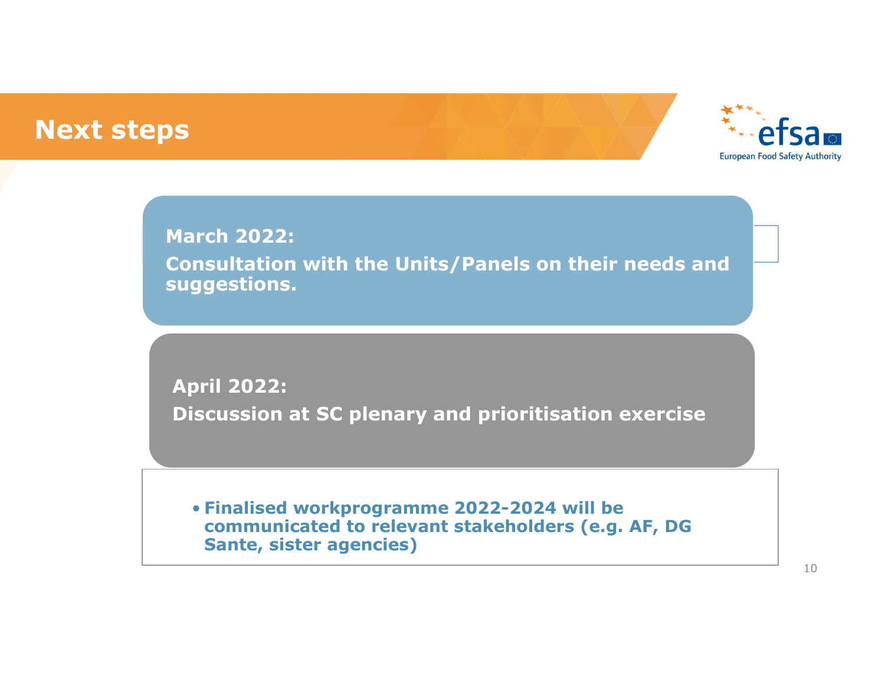# Next steps

**March 2022:**

**Consultation with the Units/Panels on their needs and suggestions.**

**April 2022:**

**Discussion at SC plenary and prioritisation exercise**

- **Finalised workprogramme 2022-2024 will be communicated to relevant stakeholders (e.g. AF, DG Sante, sister agencies)**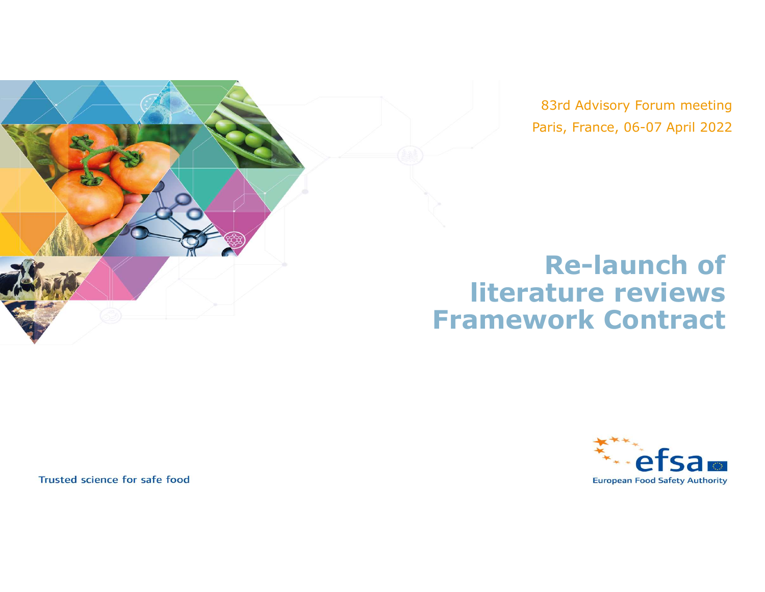83rd Advisory Forum meeting

Paris, France, 06-07 April 2022

# Re-launch of literature reviews Framework Contract

Trusted science for safe food

European Food Safety Authority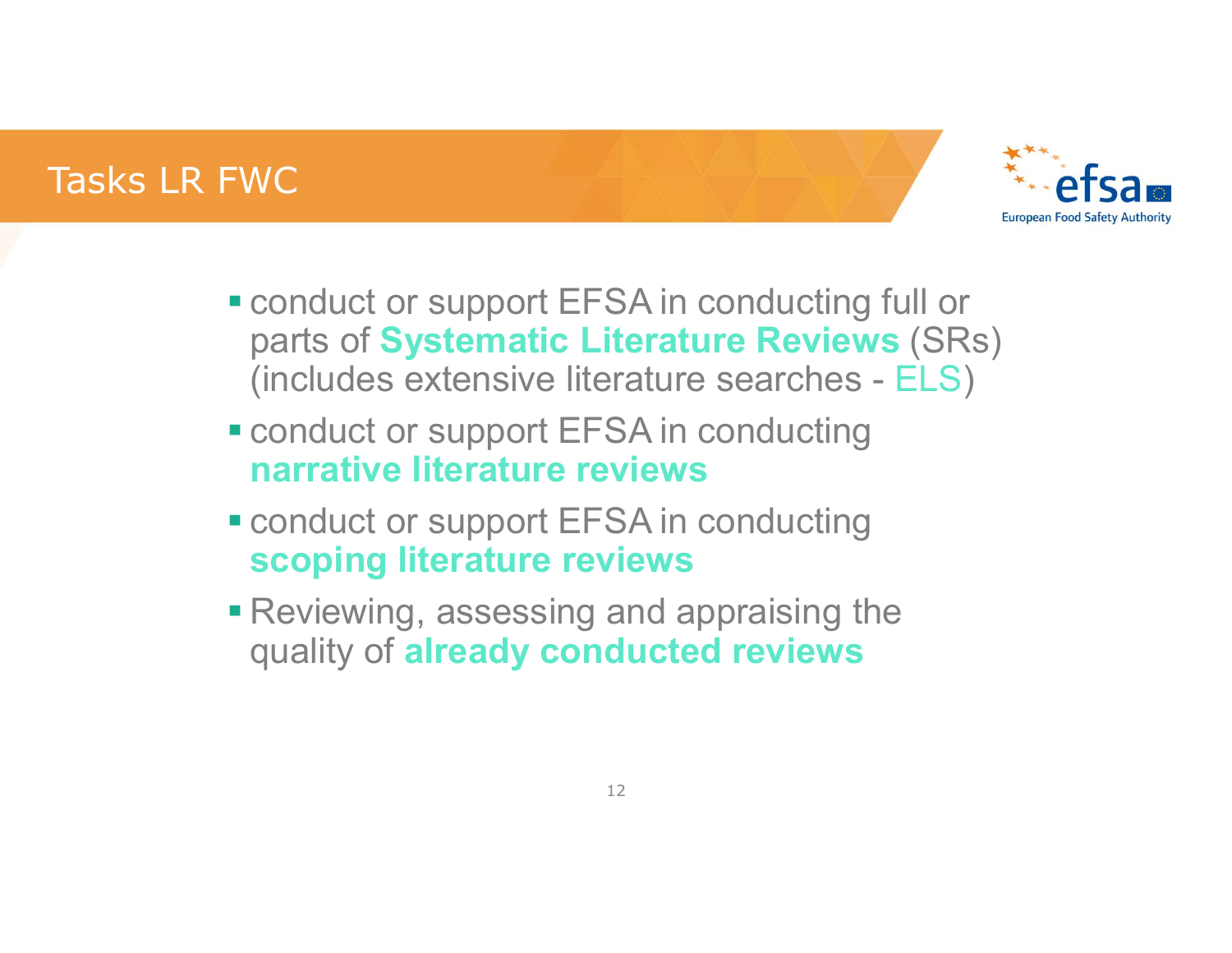# Tasks LR FWC

- conduct or support EFSA in conducting full or parts of **Systematic Literature Reviews** (SRs) (includes extensive literature searches - ELS)
- conduct or support EFSA in conducting **narrative literature reviews**
- conduct or support EFSA in conducting **scoping literature reviews**
- Reviewing, assessing and appraising the quality of **already conducted reviews**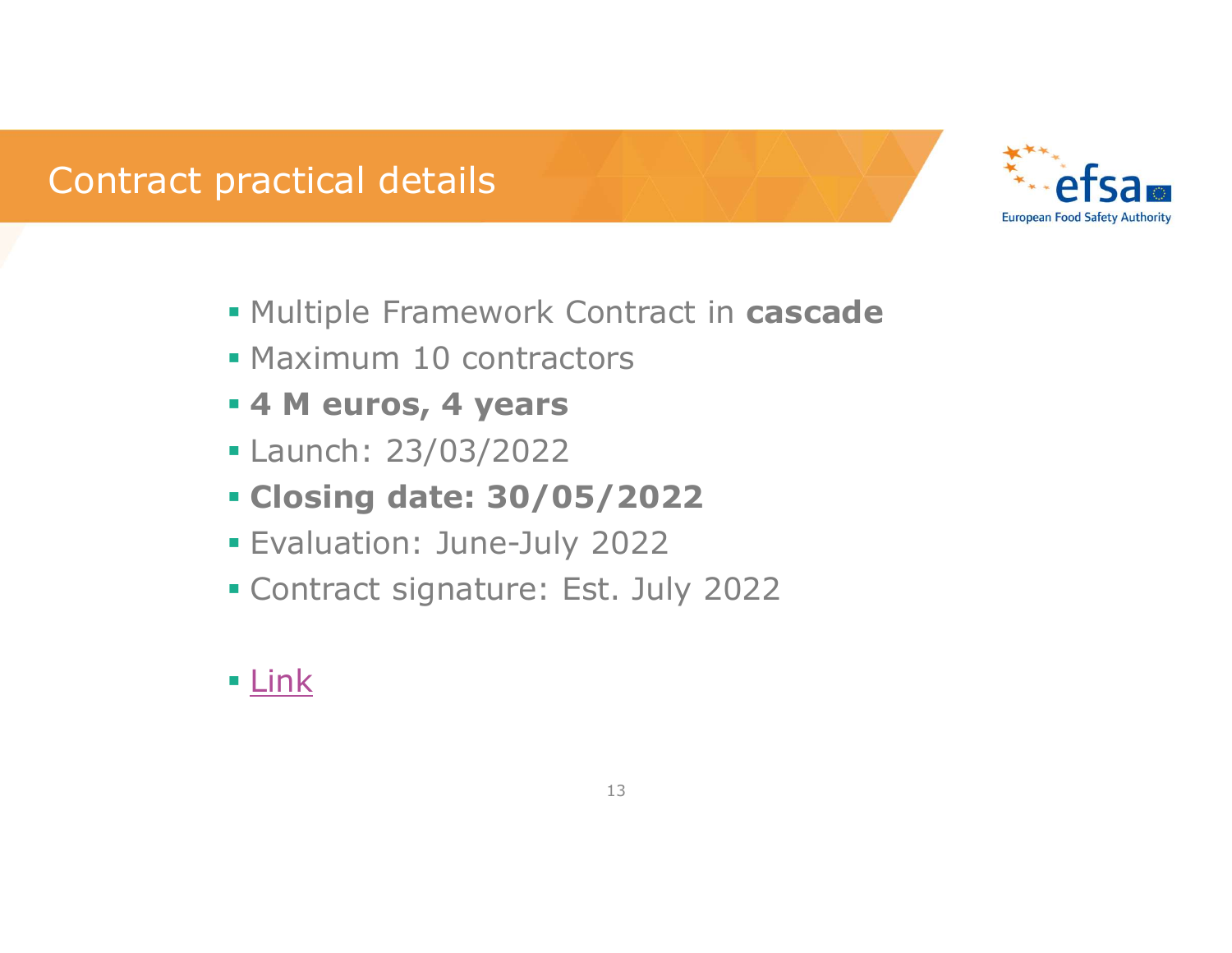# Contract practical details

- Multiple Framework Contract in **cascade**
- Maximum 10 contractors
- **4 M euros, 4 years**
- Launch: 23/03/2022
- **Closing date: 30/05/2022**
- Evaluation: June-July 2022
- Contract signature: Est. July 2022

- Link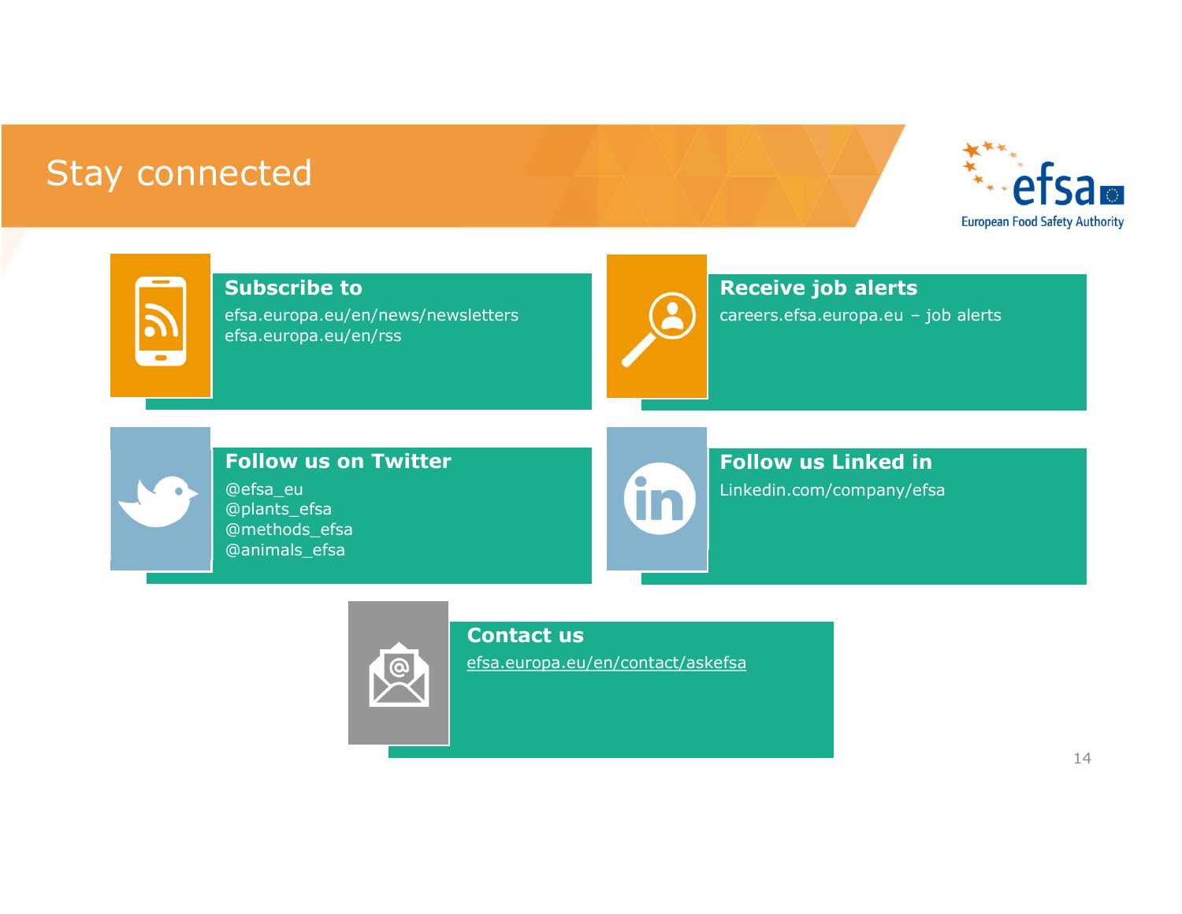# Stay connected

European Food Safety Authority

## Subscribe to

efsa.europa.eu/en/news/newsletters
efsa.europa.eu/en/rss

## Receive job alerts

careers.efsa.europa.eu – job alerts

## Follow us on Twitter

@efsa_eu
@plants_efsa
@methods_efsa
@animals_efsa

## Follow us Linked in

Linkedin.com/company/efsa

## Contact us

efsa.europa.eu/en/contact/askefsa